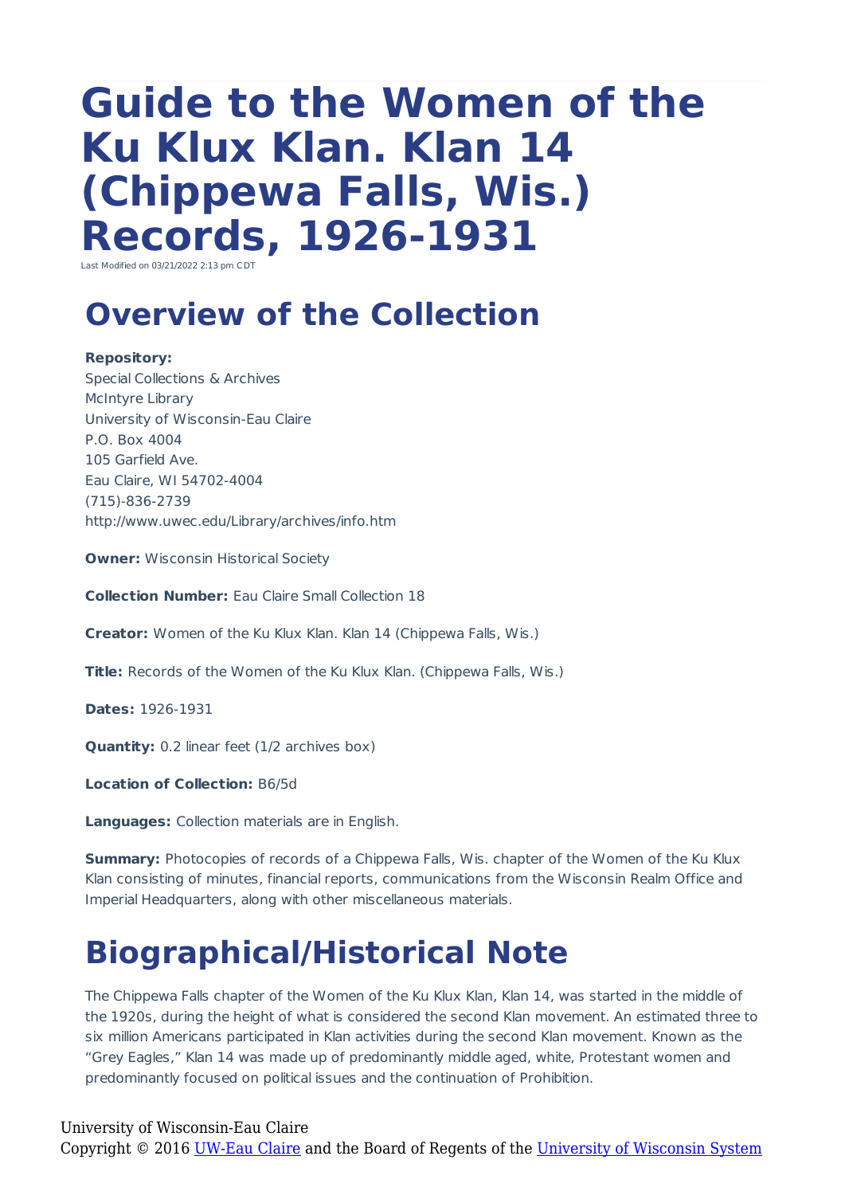# Guide to the Women of the Ku Klux Klan. Klan 14 (Chippewa Falls, Wis.) Records, 1926-1931

Last Modified on 03/21/2022 2:13 pm CDT

## Overview of the Collection

**Repository:**
Special Collections & Archives
McIntyre Library
University of Wisconsin-Eau Claire
P.O. Box 4004
105 Garfield Ave.
Eau Claire, WI 54702-4004
(715)-836-2739
http://www.uwec.edu/Library/archives/info.htm

**Owner:** Wisconsin Historical Society

**Collection Number:** Eau Claire Small Collection 18

**Creator:** Women of the Ku Klux Klan. Klan 14 (Chippewa Falls, Wis.)

**Title:** Records of the Women of the Ku Klux Klan. (Chippewa Falls, Wis.)

**Dates:** 1926-1931

**Quantity:** 0.2 linear feet (1/2 archives box)

**Location of Collection:** B6/5d

**Languages:** Collection materials are in English.

**Summary:** Photocopies of records of a Chippewa Falls, Wis. chapter of the Women of the Ku Klux Klan consisting of minutes, financial reports, communications from the Wisconsin Realm Office and Imperial Headquarters, along with other miscellaneous materials.

## Biographical/Historical Note

The Chippewa Falls chapter of the Women of the Ku Klux Klan, Klan 14, was started in the middle of the 1920s, during the height of what is considered the second Klan movement. An estimated three to six million Americans participated in Klan activities during the second Klan movement. Known as the "Grey Eagles," Klan 14 was made up of predominantly middle aged, white, Protestant women and predominantly focused on political issues and the continuation of Prohibition.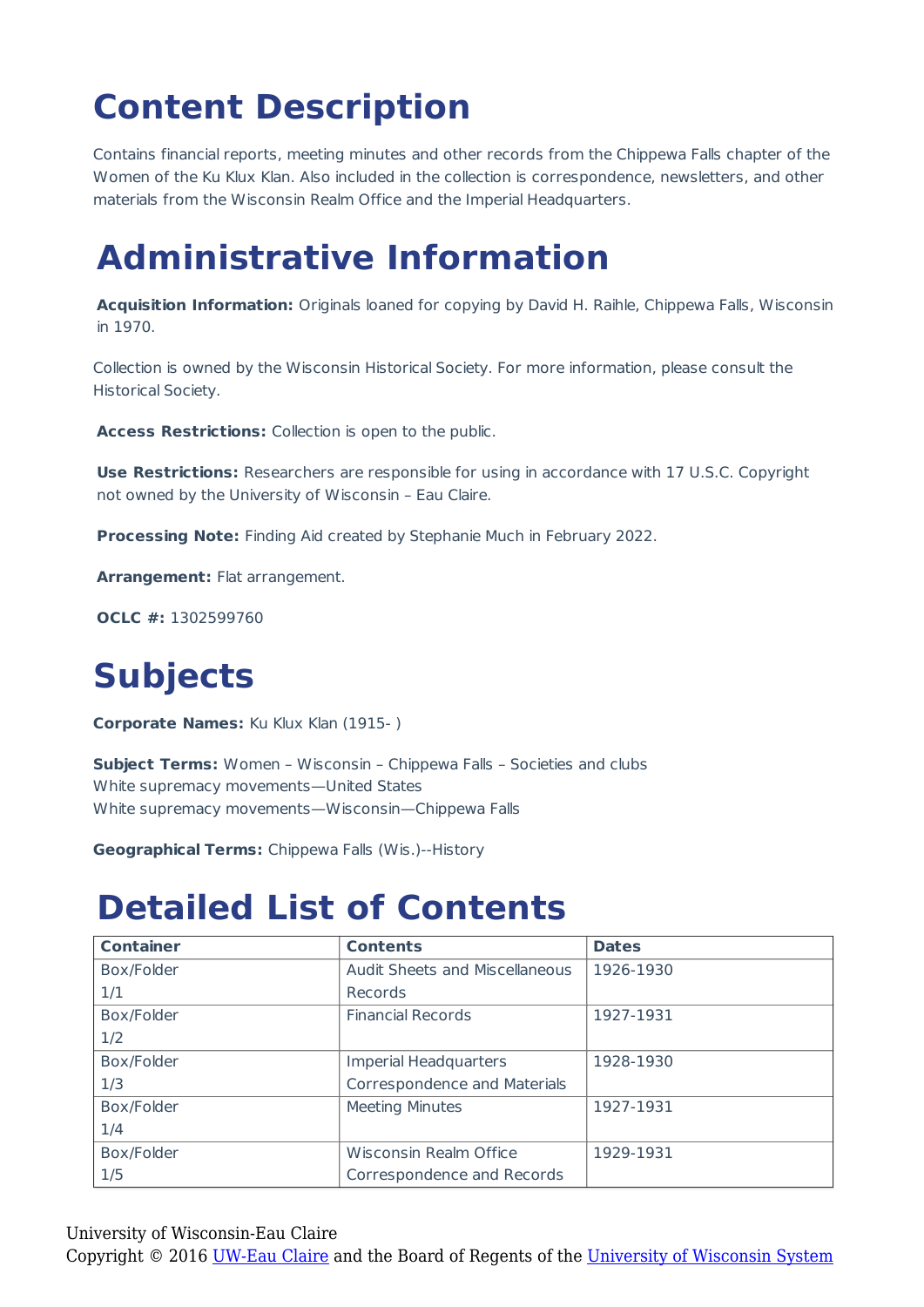# Content Description

Contains financial reports, meeting minutes and other records from the Chippewa Falls chapter of the Women of the Ku Klux Klan. Also included in the collection is correspondence, newsletters, and other materials from the Wisconsin Realm Office and the Imperial Headquarters.

# Administrative Information

**Acquisition Information:** Originals loaned for copying by David H. Raihle, Chippewa Falls, Wisconsin in 1970.

Collection is owned by the Wisconsin Historical Society. For more information, please consult the Historical Society.

**Access Restrictions:** Collection is open to the public.

**Use Restrictions:** Researchers are responsible for using in accordance with 17 U.S.C. Copyright not owned by the University of Wisconsin – Eau Claire.

**Processing Note:** Finding Aid created by Stephanie Much in February 2022.

**Arrangement:** Flat arrangement.

**OCLC #:** 1302599760

# Subjects

**Corporate Names:** Ku Klux Klan (1915- )

**Subject Terms:** Women – Wisconsin – Chippewa Falls – Societies and clubs
White supremacy movements—United States
White supremacy movements—Wisconsin—Chippewa Falls

**Geographical Terms:** Chippewa Falls (Wis.)--History

# Detailed List of Contents

| Container | Contents | Dates |
|---|---|---|
| Box/Folder 1/1 | Audit Sheets and Miscellaneous Records | 1926-1930 |
| Box/Folder 1/2 | Financial Records | 1927-1931 |
| Box/Folder 1/3 | Imperial Headquarters Correspondence and Materials | 1928-1930 |
| Box/Folder 1/4 | Meeting Minutes | 1927-1931 |
| Box/Folder 1/5 | Wisconsin Realm Office Correspondence and Records | 1929-1931 |